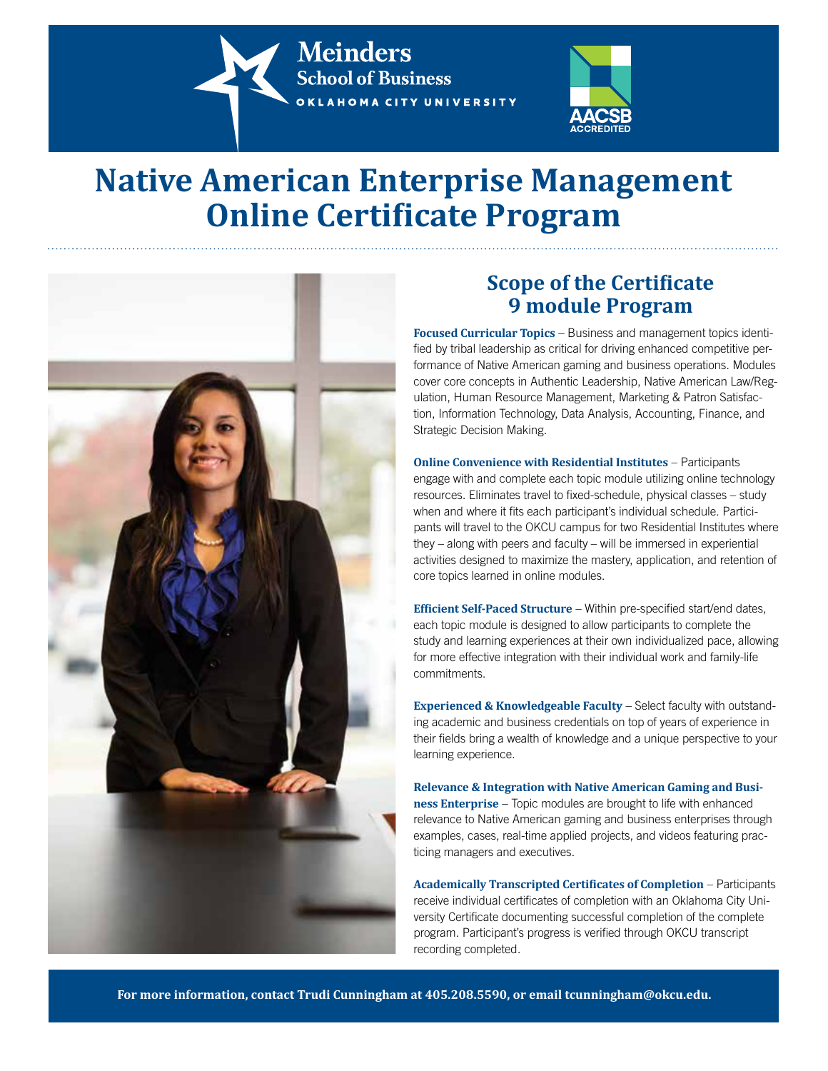Meinders School of Business
OKLAHOMA CITY UNIVERSITY

AACSB ACCREDITED

# Native American Enterprise Management Online Certificate Program

## Scope of the Certificate 9 module Program

**Focused Curricular Topics** – Business and management topics identified by tribal leadership as critical for driving enhanced competitive performance of Native American gaming and business operations. Modules cover core concepts in Authentic Leadership, Native American Law/Regulation, Human Resource Management, Marketing & Patron Satisfaction, Information Technology, Data Analysis, Accounting, Finance, and Strategic Decision Making.

**Online Convenience with Residential Institutes** – Participants engage with and complete each topic module utilizing online technology resources. Eliminates travel to fixed-schedule, physical classes – study when and where it fits each participant's individual schedule. Participants will travel to the OKCU campus for two Residential Institutes where they – along with peers and faculty – will be immersed in experiential activities designed to maximize the mastery, application, and retention of core topics learned in online modules.

**Efficient Self-Paced Structure** – Within pre-specified start/end dates, each topic module is designed to allow participants to complete the study and learning experiences at their own individualized pace, allowing for more effective integration with their individual work and family-life commitments.

**Experienced & Knowledgeable Faculty** – Select faculty with outstanding academic and business credentials on top of years of experience in their fields bring a wealth of knowledge and a unique perspective to your learning experience.

**Relevance & Integration with Native American Gaming and Business Enterprise** – Topic modules are brought to life with enhanced relevance to Native American gaming and business enterprises through examples, cases, real-time applied projects, and videos featuring practicing managers and executives.

**Academically Transcripted Certificates of Completion** – Participants receive individual certificates of completion with an Oklahoma City University Certificate documenting successful completion of the complete program. Participant's progress is verified through OKCU transcript recording completed.

**For more information, contact Trudi Cunningham at 405.208.5590, or email tcunningham@okcu.edu.**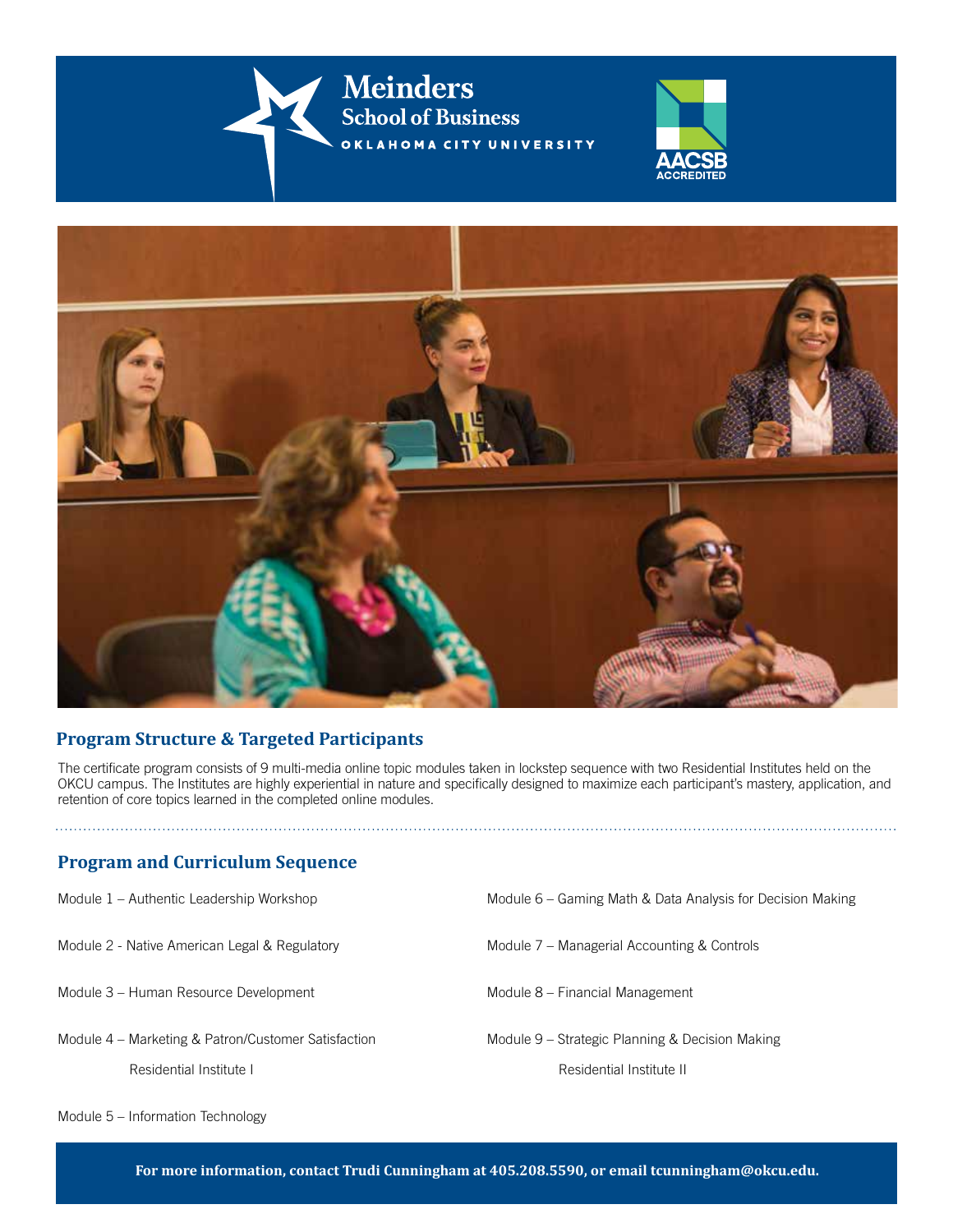Meinders School of Business

OKLAHOMA CITY UNIVERSITY

AACSB ACCREDITED

## Program Structure & Targeted Participants

The certificate program consists of 9 multi-media online topic modules taken in lockstep sequence with two Residential Institutes held on the OKCU campus. The Institutes are highly experiential in nature and specifically designed to maximize each participant's mastery, application, and retention of core topics learned in the completed online modules.

## Program and Curriculum Sequence

Module 1 – Authentic Leadership Workshop

Module 2 - Native American Legal & Regulatory

Module 3 – Human Resource Development

Module 4 – Marketing & Patron/Customer Satisfaction

Residential Institute I

Module 5 – Information Technology

Module 6 – Gaming Math & Data Analysis for Decision Making

Module 7 – Managerial Accounting & Controls

Module 8 – Financial Management

Module 9 – Strategic Planning & Decision Making

Residential Institute II

**For more information, contact Trudi Cunningham at 405.208.5590, or email tcunningham@okcu.edu.**